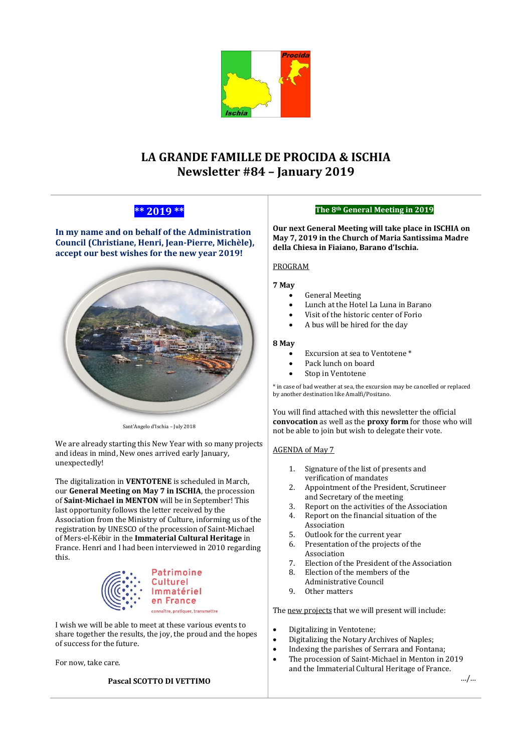# LA GRANDE FAMILLE DE PROCIDA & ISCHIA
## Newsletter #84 – January 2019

## ** 2019 **

**In my name and on behalf of the Administration Council (Christiane, Henri, Jean-Pierre, Michèle), accept our best wishes for the new year 2019!**

Sant'Angelo d'Ischia – July 2018

We are already starting this New Year with so many projects and ideas in mind, New ones arrived early January, unexpectedly!

The digitalization in **VENTOTENE** is scheduled in March, our **General Meeting on May 7 in ISCHIA**, the procession of **Saint-Michael in MENTON** will be in September! This last opportunity follows the letter received by the Association from the Ministry of Culture, informing us of the registration by UNESCO of the procession of Saint-Michael of Mers-el-Kébir in the **Immaterial Cultural Heritage** in France. Henri and I had been interviewed in 2010 regarding this.

Patrimoine Culturel Immatériel en France
connaître, pratiquer, transmettre

I wish we will be able to meet at these various events to share together the results, the joy, the proud and the hopes of success for the future.

For now, take care.

**Pascal SCOTTO DI VETTIMO**

## The 8th General Meeting in 2019

**Our next General Meeting will take place in ISCHIA on May 7, 2019 in the Church of Maria Santissima Madre della Chiesa in Fiaiano, Barano d'Ischia.**

PROGRAM

**7 May**

- General Meeting
- Lunch at the Hotel La Luna in Barano
- Visit of the historic center of Forio
- A bus will be hired for the day

**8 May**

- Excursion at sea to Ventotene *
- Pack lunch on board
- Stop in Ventotene

* in case of bad weather at sea, the excursion may be cancelled or replaced by another destination like Amalfi/Positano.

You will find attached with this newsletter the official **convocation** as well as the **proxy form** for those who will not be able to join but wish to delegate their vote.

AGENDA of May 7

1. Signature of the list of presents and verification of mandates
2. Appointment of the President, Scrutineer and Secretary of the meeting
3. Report on the activities of the Association
4. Report on the financial situation of the Association
5. Outlook for the current year
6. Presentation of the projects of the Association
7. Election of the President of the Association
8. Election of the members of the Administrative Council
9. Other matters

The new projects that we will present will include:

- Digitalizing in Ventotene;
- Digitalizing the Notary Archives of Naples;
- Indexing the parishes of Serrara and Fontana;
- The procession of Saint-Michael in Menton in 2019 and the Immaterial Cultural Heritage of France.

…/…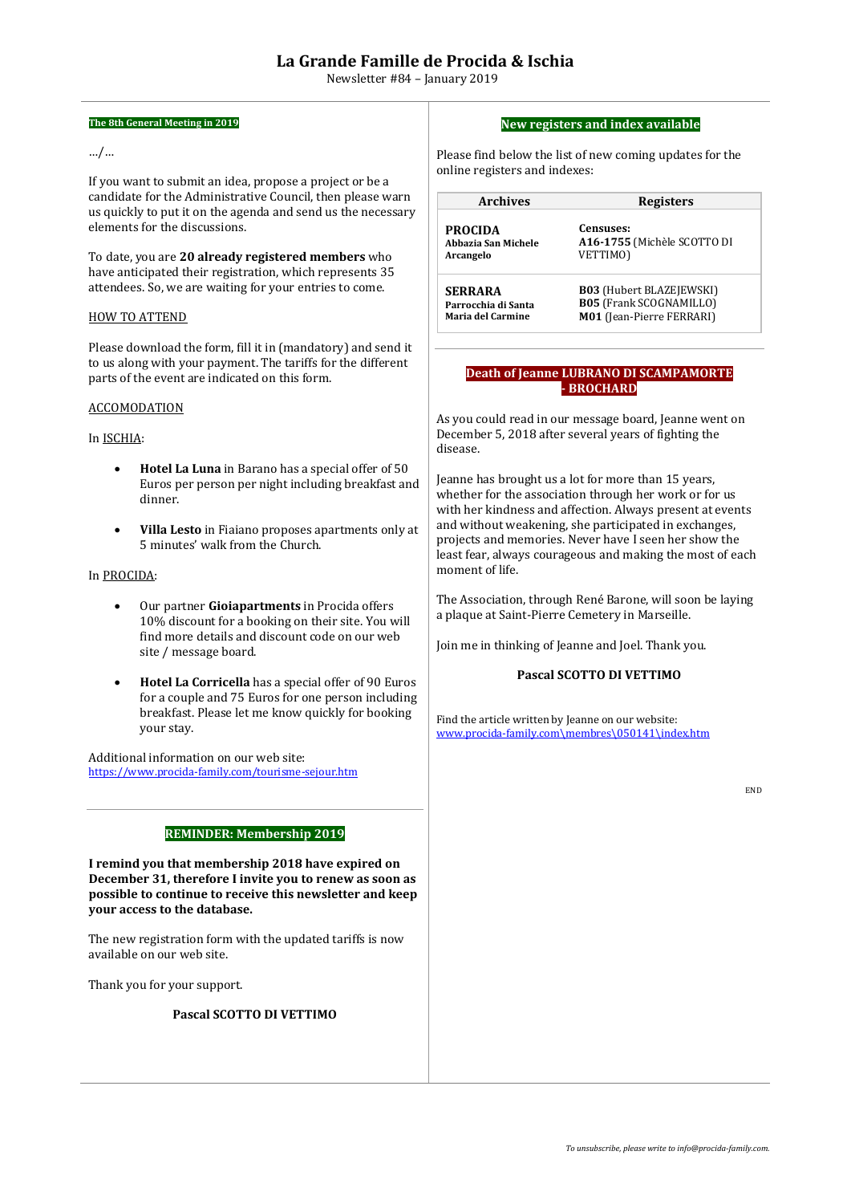# La Grande Famille de Procida & Ischia

Newsletter #84 – January 2019

## The 8th General Meeting in 2019

…/…

If you want to submit an idea, propose a project or be a candidate for the Administrative Council, then please warn us quickly to put it on the agenda and send us the necessary elements for the discussions.

To date, you are **20 already registered members** who have anticipated their registration, which represents 35 attendees. So, we are waiting for your entries to come.

HOW TO ATTEND

Please download the form, fill it in (mandatory) and send it to us along with your payment. The tariffs for the different parts of the event are indicated on this form.

ACCOMODATION

In ISCHIA:

- **Hotel La Luna** in Barano has a special offer of 50 Euros per person per night including breakfast and dinner.
- **Villa Lesto** in Fiaiano proposes apartments only at 5 minutes' walk from the Church.

In PROCIDA:

- Our partner **Gioiapartments** in Procida offers 10% discount for a booking on their site. You will find more details and discount code on our web site / message board.
- **Hotel La Corricella** has a special offer of 90 Euros for a couple and 75 Euros for one person including breakfast. Please let me know quickly for booking your stay.

Additional information on our web site:
https://www.procida-family.com/tourisme-sejour.htm

## REMINDER: Membership 2019

**I remind you that membership 2018 have expired on December 31, therefore I invite you to renew as soon as possible to continue to receive this newsletter and keep your access to the database.**

The new registration form with the updated tariffs is now available on our web site.

Thank you for your support.

**Pascal SCOTTO DI VETTIMO**

## New registers and index available

Please find below the list of new coming updates for the online registers and indexes:

| Archives | Registers |
|---|---|
| **PROCIDA** **Abbazia San Michele Arcangelo** | **Censuses:** **A16-1755** (Michèle SCOTTO DI VETTIMO) |
| **SERRARA** **Parrocchia di Santa Maria del Carmine** | **B03** (Hubert BLAZEJEWSKI) **B05** (Frank SCOGNAMILLO) **M01** (Jean-Pierre FERRARI) |

## Death of Jeanne LUBRANO DI SCAMPAMORTE - BROCHARD

As you could read in our message board, Jeanne went on December 5, 2018 after several years of fighting the disease.

Jeanne has brought us a lot for more than 15 years, whether for the association through her work or for us with her kindness and affection. Always present at events and without weakening, she participated in exchanges, projects and memories. Never have I seen her show the least fear, always courageous and making the most of each moment of life.

The Association, through René Barone, will soon be laying a plaque at Saint-Pierre Cemetery in Marseille.

Join me in thinking of Jeanne and Joel. Thank you.

**Pascal SCOTTO DI VETTIMO**

Find the article written by Jeanne on our website:
www.procida-family.com\membres\050141\index.htm

END

*To unsubscribe, please write to info@procida-family.com.*